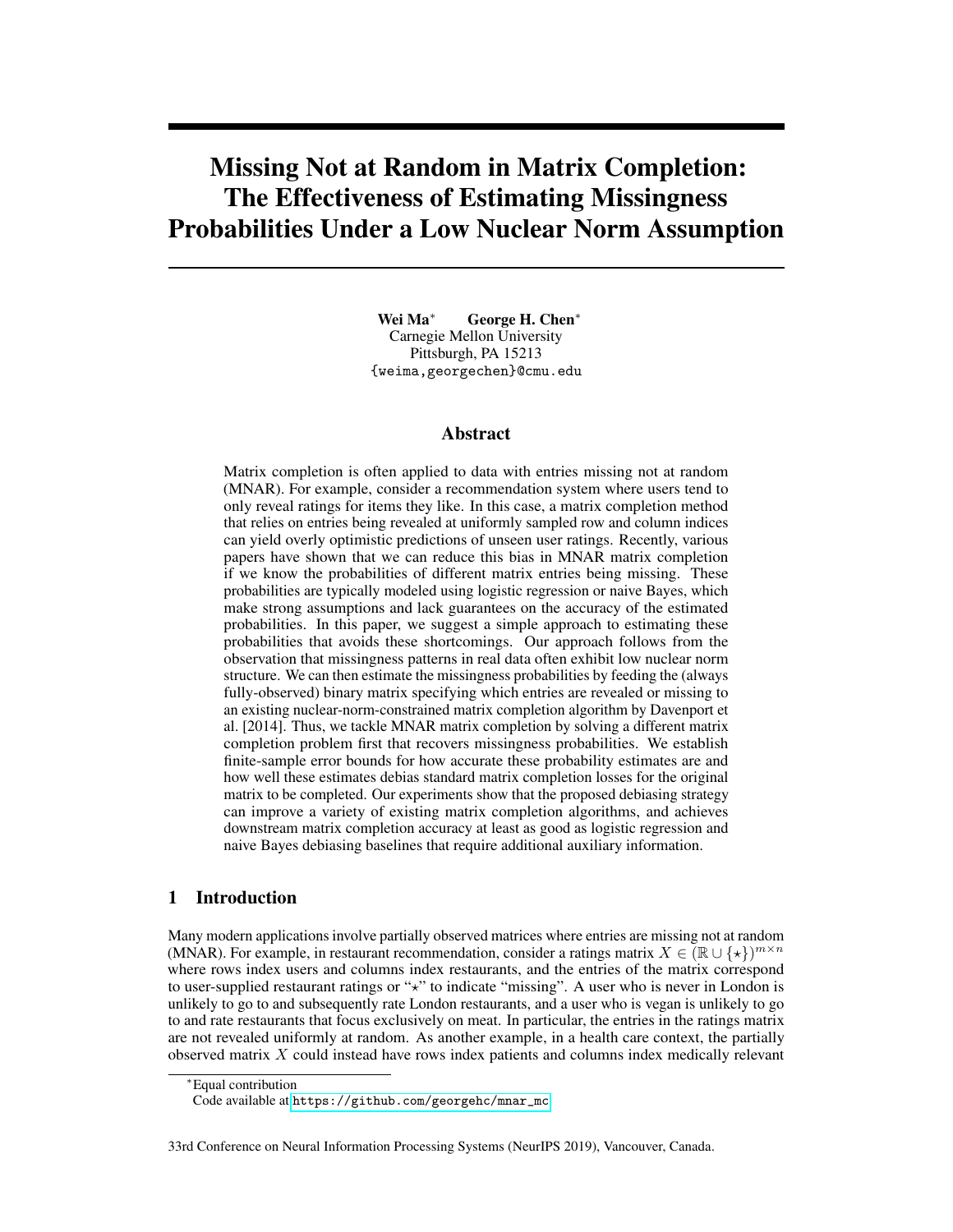# Missing Not at Random in Matrix Completion: The Effectiveness of Estimating Missingness Probabilities Under a Low Nuclear Norm Assumption

**Wei Ma**[*] **George H. Chen**[*]
Carnegie Mellon University
Pittsburgh, PA 15213
{weima,georgechen}@cmu.edu

## Abstract

Matrix completion is often applied to data with entries missing not at random (MNAR). For example, consider a recommendation system where users tend to only reveal ratings for items they like. In this case, a matrix completion method that relies on entries being revealed at uniformly sampled row and column indices can yield overly optimistic predictions of unseen user ratings. Recently, various papers have shown that we can reduce this bias in MNAR matrix completion if we know the probabilities of different matrix entries being missing. These probabilities are typically modeled using logistic regression or naive Bayes, which make strong assumptions and lack guarantees on the accuracy of the estimated probabilities. In this paper, we suggest a simple approach to estimating these probabilities that avoids these shortcomings. Our approach follows from the observation that missingness patterns in real data often exhibit low nuclear norm structure. We can then estimate the missingness probabilities by feeding the (always fully-observed) binary matrix specifying which entries are revealed or missing to an existing nuclear-norm-constrained matrix completion algorithm by Davenport et al. [2014]. Thus, we tackle MNAR matrix completion by solving a different matrix completion problem first that recovers missingness probabilities. We establish finite-sample error bounds for how accurate these probability estimates are and how well these estimates debias standard matrix completion losses for the original matrix to be completed. Our experiments show that the proposed debiasing strategy can improve a variety of existing matrix completion algorithms, and achieves downstream matrix completion accuracy at least as good as logistic regression and naive Bayes debiasing baselines that require additional auxiliary information.

## 1 Introduction

Many modern applications involve partially observed matrices where entries are missing not at random (MNAR). For example, in restaurant recommendation, consider a ratings matrix $X \in (\mathbb{R} \cup \{\star\})^{m \times n}$ where rows index users and columns index restaurants, and the entries of the matrix correspond to user-supplied restaurant ratings or "$\star$" to indicate "missing". A user who is never in London is unlikely to go to and subsequently rate London restaurants, and a user who is vegan is unlikely to go to and rate restaurants that focus exclusively on meat. In particular, the entries in the ratings matrix are not revealed uniformly at random. As another example, in a health care context, the partially observed matrix $X$ could instead have rows index patients and columns index medically relevant

[*]Equal contribution
Code available at https://github.com/georgehc/mnar_mc

33rd Conference on Neural Information Processing Systems (NeurIPS 2019), Vancouver, Canada.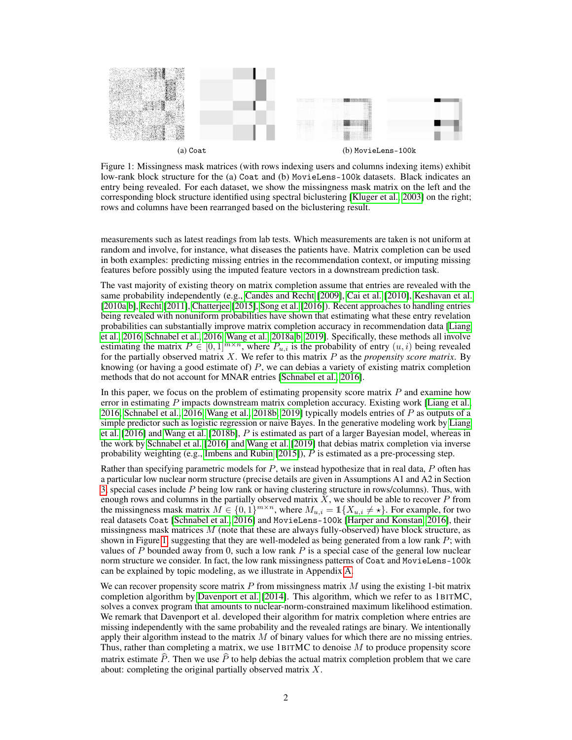(a) Coat

(b) MovieLens-100k

Figure 1: Missingness mask matrices (with rows indexing users and columns indexing items) exhibit low-rank block structure for the (a) Coat and (b) MovieLens-100k datasets. Black indicates an entry being revealed. For each dataset, we show the missingness mask matrix on the left and the corresponding block structure identified using spectral biclustering [Kluger et al., 2003] on the right; rows and columns have been rearranged based on the biclustering result.

measurements such as latest readings from lab tests. Which measurements are taken is not uniform at random and involve, for instance, what diseases the patients have. Matrix completion can be used in both examples: predicting missing entries in the recommendation context, or imputing missing features before possibly using the imputed feature vectors in a downstream prediction task.

The vast majority of existing theory on matrix completion assume that entries are revealed with the same probability independently (e.g., Candès and Recht [2009], Cai et al. [2010], Keshavan et al. [2010a,b], Recht [2011], Chatterjee [2015], Song et al. [2016]). Recent approaches to handling entries being revealed with nonuniform probabilities have shown that estimating what these entry revelation probabilities can substantially improve matrix completion accuracy in recommendation data [Liang et al., 2016, Schnabel et al., 2016, Wang et al., 2018a,b, 2019]. Specifically, these methods all involve estimating the matrix $P \in [0, 1]^{m \times n}$, where $P_{u,i}$ is the probability of entry $(u, i)$ being revealed for the partially observed matrix $X$. We refer to this matrix $P$ as the *propensity score matrix*. By knowing (or having a good estimate of) $P$, we can debias a variety of existing matrix completion methods that do not account for MNAR entries [Schnabel et al., 2016].

In this paper, we focus on the problem of estimating propensity score matrix $P$ and examine how error in estimating $P$ impacts downstream matrix completion accuracy. Existing work [Liang et al., 2016, Schnabel et al., 2016, Wang et al., 2018b, 2019] typically models entries of $P$ as outputs of a simple predictor such as logistic regression or naive Bayes. In the generative modeling work by Liang et al. [2016] and Wang et al. [2018b], $P$ is estimated as part of a larger Bayesian model, whereas in the work by Schnabel et al. [2016] and Wang et al. [2019] that debias matrix completion via inverse probability weighting (e.g., Imbens and Rubin [2015]), $P$ is estimated as a pre-processing step.

Rather than specifying parametric models for $P$, we instead hypothesize that in real data, $P$ often has a particular low nuclear norm structure (precise details are given in Assumptions A1 and A2 in Section 3; special cases include $P$ being low rank or having clustering structure in rows/columns). Thus, with enough rows and columns in the partially observed matrix $X$, we should be able to recover $P$ from the missingness mask matrix $M \in \{0, 1\}^{m \times n}$, where $M_{u,i} = \mathbb{1}\{X_{u,i} \neq \star\}$. For example, for two real datasets Coat [Schnabel et al., 2016] and MovieLens-100k [Harper and Konstan, 2016], their missingness mask matrices $M$ (note that these are always fully-observed) have block structure, as shown in Figure 1, suggesting that they are well-modeled as being generated from a low rank $P$; with values of $P$ bounded away from 0, such a low rank $P$ is a special case of the general low nuclear norm structure we consider. In fact, the low rank missingness patterns of Coat and MovieLens-100k can be explained by topic modeling, as we illustrate in Appendix A.

We can recover propensity score matrix $P$ from missingness matrix $M$ using the existing 1-bit matrix completion algorithm by Davenport et al. [2014]. This algorithm, which we refer to as 1BITMC, solves a convex program that amounts to nuclear-norm-constrained maximum likelihood estimation. We remark that Davenport et al. developed their algorithm for matrix completion where entries are missing independently with the same probability and the revealed ratings are binary. We intentionally apply their algorithm instead to the matrix $M$ of binary values for which there are no missing entries. Thus, rather than completing a matrix, we use 1BITMC to denoise $M$ to produce propensity score matrix estimate $\widehat{P}$. Then we use $\widehat{P}$ to help debias the actual matrix completion problem that we care about: completing the original partially observed matrix $X$.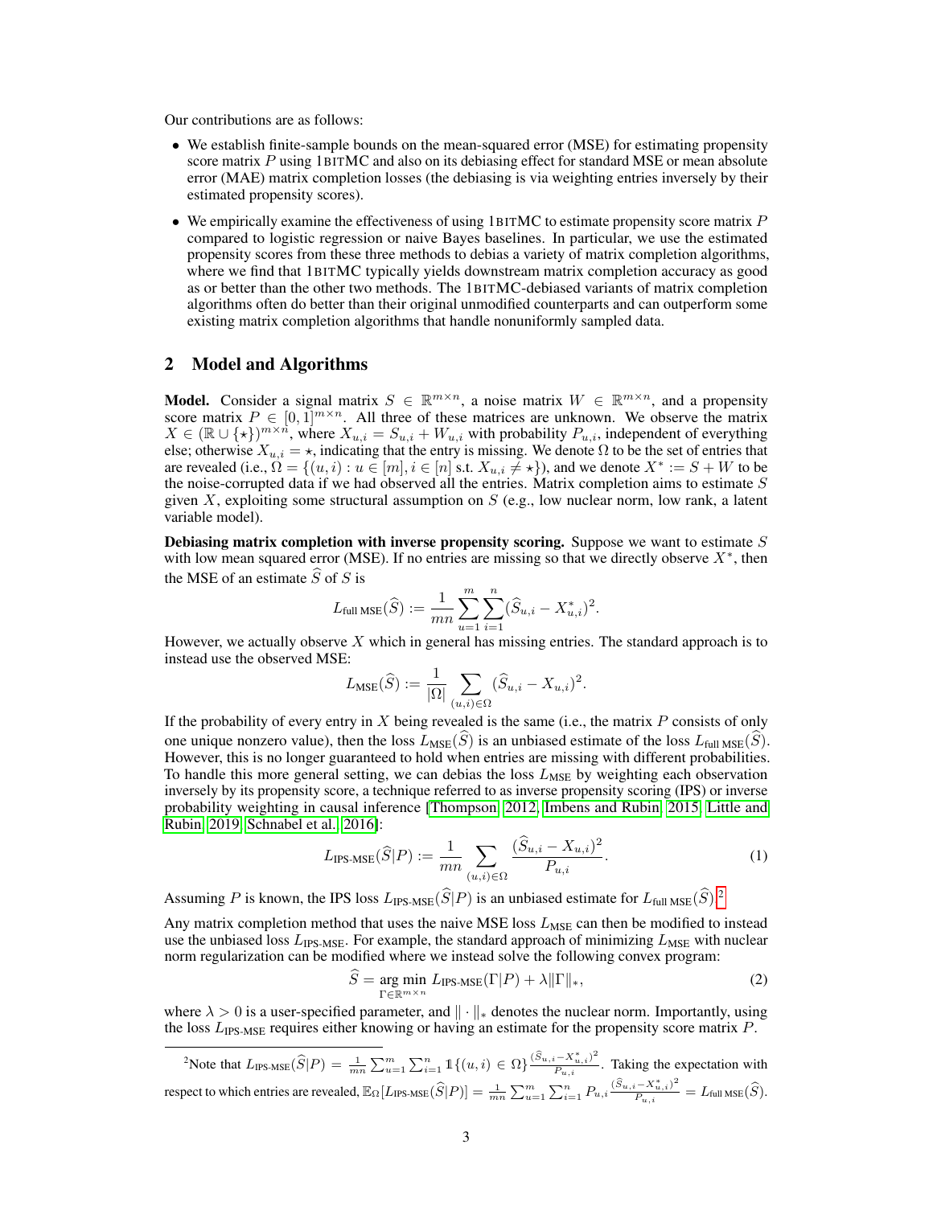Our contributions are as follows:

- We establish finite-sample bounds on the mean-squared error (MSE) for estimating propensity score matrix $P$ using 1BITMC and also on its debiasing effect for standard MSE or mean absolute error (MAE) matrix completion losses (the debiasing is via weighting entries inversely by their estimated propensity scores).
- We empirically examine the effectiveness of using 1BITMC to estimate propensity score matrix $P$ compared to logistic regression or naive Bayes baselines. In particular, we use the estimated propensity scores from these three methods to debias a variety of matrix completion algorithms, where we find that 1BITMC typically yields downstream matrix completion accuracy as good as or better than the other two methods. The 1BITMC-debiased variants of matrix completion algorithms often do better than their original unmodified counterparts and can outperform some existing matrix completion algorithms that handle nonuniformly sampled data.

## 2 Model and Algorithms

**Model.** Consider a signal matrix $S \in \mathbb{R}^{m \times n}$, a noise matrix $W \in \mathbb{R}^{m \times n}$, and a propensity score matrix $P \in [0, 1]^{m \times n}$. All three of these matrices are unknown. We observe the matrix $X \in (\mathbb{R} \cup \{\star\})^{m \times n}$, where $X_{u,i} = S_{u,i} + W_{u,i}$ with probability $P_{u,i}$, independent of everything else; otherwise $X_{u,i} = \star$, indicating that the entry is missing. We denote $\Omega$ to be the set of entries that are revealed (i.e., $\Omega = \{(u, i) : u \in [m], i \in [n] \text{ s.t. } X_{u,i} \neq \star\}$), and we denote $X^* := S + W$ to be the noise-corrupted data if we had observed all the entries. Matrix completion aims to estimate $S$ given $X$, exploiting some structural assumption on $S$ (e.g., low nuclear norm, low rank, a latent variable model).

**Debiasing matrix completion with inverse propensity scoring.** Suppose we want to estimate $S$ with low mean squared error (MSE). If no entries are missing so that we directly observe $X^*$, then the MSE of an estimate $\widehat{S}$ of $S$ is

$$L_{\text{full MSE}}(\widehat{S}) := \frac{1}{mn} \sum_{u=1}^{m} \sum_{i=1}^{n} (\widehat{S}_{u,i} - X^*_{u,i})^2.$$

However, we actually observe $X$ which in general has missing entries. The standard approach is to instead use the observed MSE:

$$L_{\text{MSE}}(\widehat{S}) := \frac{1}{|\Omega|} \sum_{(u,i) \in \Omega} (\widehat{S}_{u,i} - X_{u,i})^2.$$

If the probability of every entry in $X$ being revealed is the same (i.e., the matrix $P$ consists of only one unique nonzero value), then the loss $L_{\text{MSE}}(\widehat{S})$ is an unbiased estimate of the loss $L_{\text{full MSE}}(\widehat{S})$. However, this is no longer guaranteed to hold when entries are missing with different probabilities. To handle this more general setting, we can debias the loss $L_{\text{MSE}}$ by weighting each observation inversely by its propensity score, a technique referred to as inverse propensity scoring (IPS) or inverse probability weighting in causal inference [Thompson, 2012, Imbens and Rubin, 2015, Little and Rubin, 2019, Schnabel et al., 2016]:

$$L_{\text{IPS-MSE}}(\widehat{S}|P) := \frac{1}{mn} \sum_{(u,i) \in \Omega} \frac{(\widehat{S}_{u,i} - X_{u,i})^2}{P_{u,i}}. \tag{1}$$

Assuming $P$ is known, the IPS loss $L_{\text{IPS-MSE}}(\widehat{S}|P)$ is an unbiased estimate for $L_{\text{full MSE}}(\widehat{S})$.[2]

Any matrix completion method that uses the naive MSE loss $L_{\text{MSE}}$ can then be modified to instead use the unbiased loss $L_{\text{IPS-MSE}}$. For example, the standard approach of minimizing $L_{\text{MSE}}$ with nuclear norm regularization can be modified where we instead solve the following convex program:

$$\widehat{S} = \underset{\Gamma \in \mathbb{R}^{m \times n}}{\arg\min}\ L_{\text{IPS-MSE}}(\Gamma|P) + \lambda \|\Gamma\|_*, \tag{2}$$

where $\lambda > 0$ is a user-specified parameter, and $\|\cdot\|_*$ denotes the nuclear norm. Importantly, using the loss $L_{\text{IPS-MSE}}$ requires either knowing or having an estimate for the propensity score matrix $P$.

[2] Note that $L_{\text{IPS-MSE}}(\widehat{S}|P) = \frac{1}{mn} \sum_{u=1}^{m} \sum_{i=1}^{n} \mathbb{1}\{(u,i) \in \Omega\} \frac{(\widehat{S}_{u,i} - X^*_{u,i})^2}{P_{u,i}}$. Taking the expectation with respect to which entries are revealed, $\mathbb{E}_{\Omega}[L_{\text{IPS-MSE}}(\widehat{S}|P)] = \frac{1}{mn} \sum_{u=1}^{m} \sum_{i=1}^{n} P_{u,i} \frac{(\widehat{S}_{u,i} - X^*_{u,i})^2}{P_{u,i}} = L_{\text{full MSE}}(\widehat{S})$.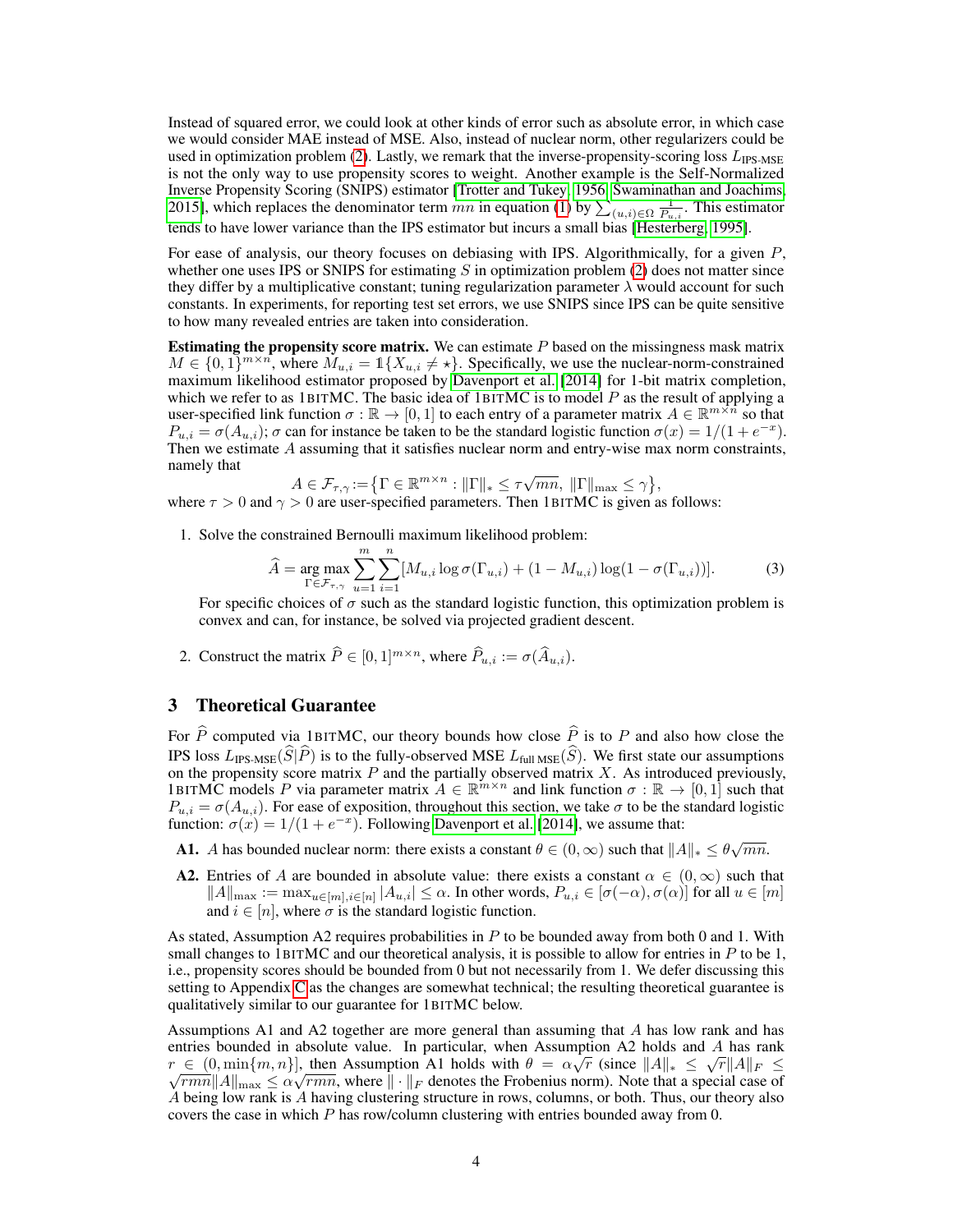Instead of squared error, we could look at other kinds of error such as absolute error, in which case we would consider MAE instead of MSE. Also, instead of nuclear norm, other regularizers could be used in optimization problem (2). Lastly, we remark that the inverse-propensity-scoring loss $L_{\text{IPS-MSE}}$ is not the only way to use propensity scores to weight. Another example is the Self-Normalized Inverse Propensity Scoring (SNIPS) estimator [Trotter and Tukey, 1956, Swaminathan and Joachims, 2015], which replaces the denominator term $mn$ in equation (1) by $\sum_{(u,i)\in\Omega} \frac{1}{P_{u,i}}$. This estimator tends to have lower variance than the IPS estimator but incurs a small bias [Hesterberg, 1995].

For ease of analysis, our theory focuses on debiasing with IPS. Algorithmically, for a given $P$, whether one uses IPS or SNIPS for estimating $S$ in optimization problem (2) does not matter since they differ by a multiplicative constant; tuning regularization parameter $\lambda$ would account for such constants. In experiments, for reporting test set errors, we use SNIPS since IPS can be quite sensitive to how many revealed entries are taken into consideration.

**Estimating the propensity score matrix.** We can estimate $P$ based on the missingness mask matrix $M \in \{0,1\}^{m\times n}$, where $M_{u,i} = \mathbb{1}\{X_{u,i} \neq \star\}$. Specifically, we use the nuclear-norm-constrained maximum likelihood estimator proposed by Davenport et al. [2014] for 1-bit matrix completion, which we refer to as 1BITMC. The basic idea of 1BITMC is to model $P$ as the result of applying a user-specified link function $\sigma : \mathbb{R} \to [0,1]$ to each entry of a parameter matrix $A \in \mathbb{R}^{m\times n}$ so that $P_{u,i} = \sigma(A_{u,i})$; $\sigma$ can for instance be taken to be the standard logistic function $\sigma(x) = 1/(1+e^{-x})$. Then we estimate $A$ assuming that it satisfies nuclear norm and entry-wise max norm constraints, namely that

$$A \in \mathcal{F}_{\tau,\gamma} := \big\{\Gamma \in \mathbb{R}^{m\times n} : \|\Gamma\|_* \le \tau\sqrt{mn},\ \|\Gamma\|_{\max} \le \gamma\big\},$$

where $\tau > 0$ and $\gamma > 0$ are user-specified parameters. Then 1BITMC is given as follows:

1. Solve the constrained Bernoulli maximum likelihood problem:

$$\widehat{A} = \underset{\Gamma\in\mathcal{F}_{\tau,\gamma}}{\arg\max} \sum_{u=1}^{m}\sum_{i=1}^{n}[M_{u,i}\log\sigma(\Gamma_{u,i}) + (1-M_{u,i})\log(1-\sigma(\Gamma_{u,i}))]. \tag{3}$$

   For specific choices of $\sigma$ such as the standard logistic function, this optimization problem is convex and can, for instance, be solved via projected gradient descent.

2. Construct the matrix $\widehat{P} \in [0,1]^{m\times n}$, where $\widehat{P}_{u,i} := \sigma(\widehat{A}_{u,i})$.

## 3 Theoretical Guarantee

For $\widehat{P}$ computed via 1BITMC, our theory bounds how close $\widehat{P}$ is to $P$ and also how close the IPS loss $L_{\text{IPS-MSE}}(\widehat{S}|\widehat{P})$ is to the fully-observed MSE $L_{\text{full MSE}}(\widehat{S})$. We first state our assumptions on the propensity score matrix $P$ and the partially observed matrix $X$. As introduced previously, 1BITMC models $P$ via parameter matrix $A \in \mathbb{R}^{m\times n}$ and link function $\sigma : \mathbb{R} \to [0,1]$ such that $P_{u,i} = \sigma(A_{u,i})$. For ease of exposition, throughout this section, we take $\sigma$ to be the standard logistic function: $\sigma(x) = 1/(1+e^{-x})$. Following Davenport et al. [2014], we assume that:

**A1.** $A$ has bounded nuclear norm: there exists a constant $\theta \in (0,\infty)$ such that $\|A\|_* \le \theta\sqrt{mn}$.

**A2.** Entries of $A$ are bounded in absolute value: there exists a constant $\alpha \in (0,\infty)$ such that $\|A\|_{\max} := \max_{u\in[m],i\in[n]} |A_{u,i}| \le \alpha$. In other words, $P_{u,i} \in [\sigma(-\alpha), \sigma(\alpha)]$ for all $u \in [m]$ and $i \in [n]$, where $\sigma$ is the standard logistic function.

As stated, Assumption A2 requires probabilities in $P$ to be bounded away from both 0 and 1. With small changes to 1BITMC and our theoretical analysis, it is possible to allow for entries in $P$ to be 1, i.e., propensity scores should be bounded from 0 but not necessarily from 1. We defer discussing this setting to Appendix C as the changes are somewhat technical; the resulting theoretical guarantee is qualitatively similar to our guarantee for 1BITMC below.

Assumptions A1 and A2 together are more general than assuming that $A$ has low rank and has entries bounded in absolute value. In particular, when Assumption A2 holds and $A$ has rank $r \in (0, \min\{m,n\}]$, then Assumption A1 holds with $\theta = \alpha\sqrt{r}$ (since $\|A\|_* \le \sqrt{r}\|A\|_F \le \sqrt{rmn}\|A\|_{\max} \le \alpha\sqrt{rmn}$, where $\|\cdot\|_F$ denotes the Frobenius norm). Note that a special case of $A$ being low rank is $A$ having clustering structure in rows, columns, or both. Thus, our theory also covers the case in which $P$ has row/column clustering with entries bounded away from 0.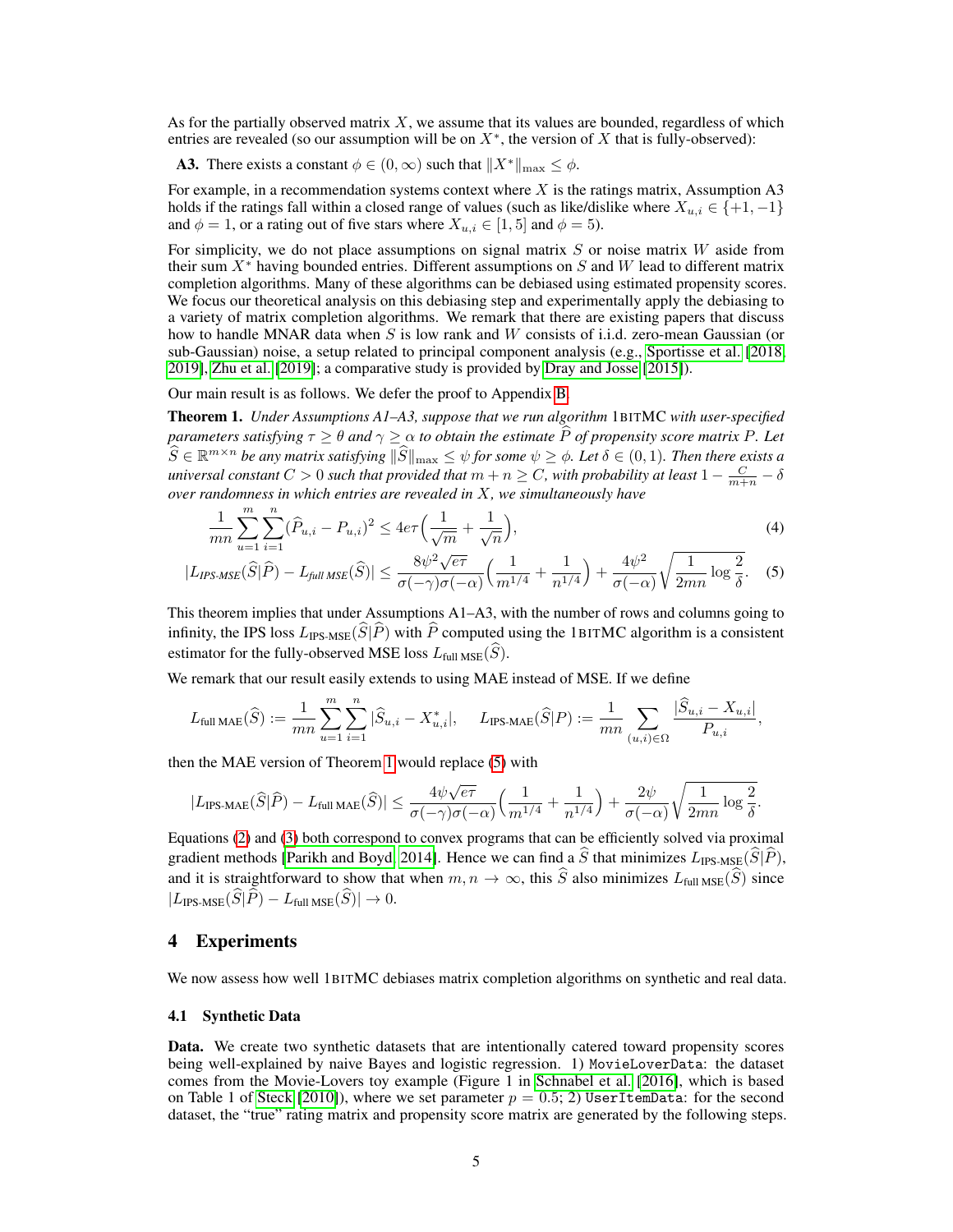As for the partially observed matrix $X$, we assume that its values are bounded, regardless of which entries are revealed (so our assumption will be on $X^*$, the version of $X$ that is fully-observed):

**A3.** There exists a constant $\phi \in (0, \infty)$ such that $\|X^*\|_{\max} \leq \phi$.

For example, in a recommendation systems context where $X$ is the ratings matrix, Assumption A3 holds if the ratings fall within a closed range of values (such as like/dislike where $X_{u,i} \in \{+1, -1\}$ and $\phi = 1$, or a rating out of five stars where $X_{u,i} \in [1, 5]$ and $\phi = 5$).

For simplicity, we do not place assumptions on signal matrix $S$ or noise matrix $W$ aside from their sum $X^*$ having bounded entries. Different assumptions on $S$ and $W$ lead to different matrix completion algorithms. Many of these algorithms can be debiased using estimated propensity scores. We focus our theoretical analysis on this debiasing step and experimentally apply the debiasing to a variety of matrix completion algorithms. We remark that there are existing papers that discuss how to handle MNAR data when $S$ is low rank and $W$ consists of i.i.d. zero-mean Gaussian (or sub-Gaussian) noise, a setup related to principal component analysis (e.g., Sportisse et al. [2018, 2019], Zhu et al. [2019]; a comparative study is provided by Dray and Josse [2015]).

Our main result is as follows. We defer the proof to Appendix B.

**Theorem 1.** *Under Assumptions A1–A3, suppose that we run algorithm* 1BITMC *with user-specified parameters satisfying $\tau \geq \theta$ and $\gamma \geq \alpha$ to obtain the estimate $\widehat{P}$ of propensity score matrix $P$. Let $\widehat{S} \in \mathbb{R}^{m \times n}$ be any matrix satisfying $\|\widehat{S}\|_{\max} \leq \psi$ for some $\psi \geq \phi$. Let $\delta \in (0, 1)$. Then there exists a universal constant $C > 0$ such that provided that $m + n \geq C$, with probability at least $1 - \frac{C}{m+n} - \delta$ over randomness in which entries are revealed in $X$, we simultaneously have*

$$\frac{1}{mn} \sum_{u=1}^{m} \sum_{i=1}^{n} (\widehat{P}_{u,i} - P_{u,i})^2 \leq 4e\tau \Big( \frac{1}{\sqrt{m}} + \frac{1}{\sqrt{n}} \Big), \tag{4}$$

$$|L_{\text{IPS-MSE}}(\widehat{S}|\widehat{P}) - L_{\text{full MSE}}(\widehat{S})| \leq \frac{8\psi^2 \sqrt{e\tau}}{\sigma(-\gamma)\sigma(-\alpha)} \Big( \frac{1}{m^{1/4}} + \frac{1}{n^{1/4}} \Big) + \frac{4\psi^2}{\sigma(-\alpha)} \sqrt{\frac{1}{2mn} \log \frac{2}{\delta}}. \tag{5}$$

This theorem implies that under Assumptions A1–A3, with the number of rows and columns going to infinity, the IPS loss $L_{\text{IPS-MSE}}(\widehat{S}|\widehat{P})$ with $\widehat{P}$ computed using the 1BITMC algorithm is a consistent estimator for the fully-observed MSE loss $L_{\text{full MSE}}(\widehat{S})$.

We remark that our result easily extends to using MAE instead of MSE. If we define

$$L_{\text{full MAE}}(\widehat{S}) := \frac{1}{mn} \sum_{u=1}^{m} \sum_{i=1}^{n} |\widehat{S}_{u,i} - X^*_{u,i}|, \quad L_{\text{IPS-MAE}}(\widehat{S}|P) := \frac{1}{mn} \sum_{(u,i) \in \Omega} \frac{|\widehat{S}_{u,i} - X_{u,i}|}{P_{u,i}},$$

then the MAE version of Theorem 1 would replace (5) with

$$|L_{\text{IPS-MAE}}(\widehat{S}|\widehat{P}) - L_{\text{full MAE}}(\widehat{S})| \leq \frac{4\psi \sqrt{e\tau}}{\sigma(-\gamma)\sigma(-\alpha)} \Big( \frac{1}{m^{1/4}} + \frac{1}{n^{1/4}} \Big) + \frac{2\psi}{\sigma(-\alpha)} \sqrt{\frac{1}{2mn} \log \frac{2}{\delta}}.$$

Equations (2) and (3) both correspond to convex programs that can be efficiently solved via proximal gradient methods [Parikh and Boyd, 2014]. Hence we can find a $\widehat{S}$ that minimizes $L_{\text{IPS-MSE}}(\widehat{S}|\widehat{P})$, and it is straightforward to show that when $m, n \to \infty$, this $\widehat{S}$ also minimizes $L_{\text{full MSE}}(\widehat{S})$ since $|L_{\text{IPS-MSE}}(\widehat{S}|\widehat{P}) - L_{\text{full MSE}}(\widehat{S})| \to 0$.

## 4 Experiments

We now assess how well 1BITMC debiases matrix completion algorithms on synthetic and real data.

### 4.1 Synthetic Data

**Data.** We create two synthetic datasets that are intentionally catered toward propensity scores being well-explained by naive Bayes and logistic regression. 1) `MovieLoverData`: the dataset comes from the Movie-Lovers toy example (Figure 1 in Schnabel et al. [2016], which is based on Table 1 of Steck [2010]), where we set parameter $p = 0.5$; 2) `UserItemData`: for the second dataset, the "true" rating matrix and propensity score matrix are generated by the following steps.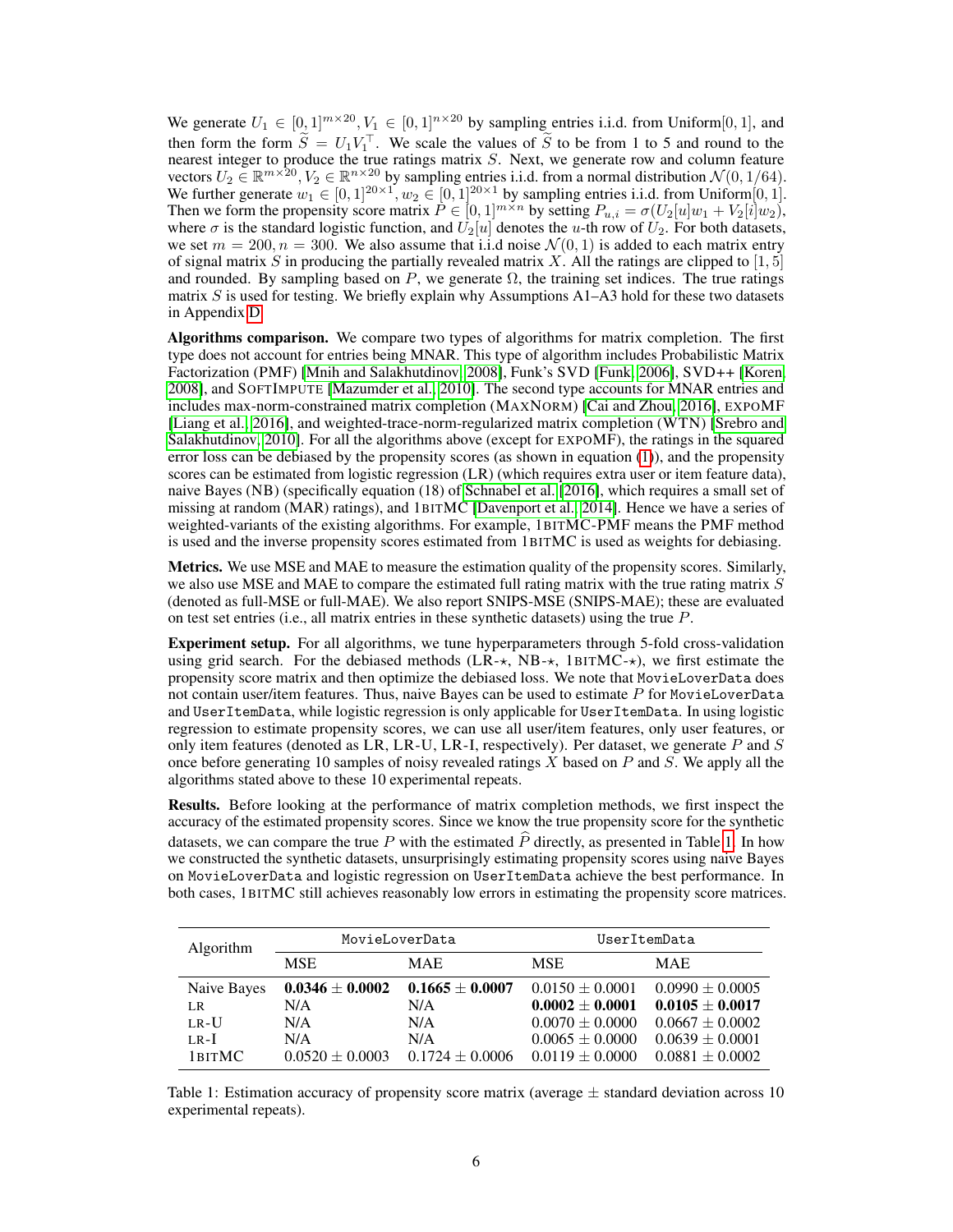We generate $U_1 \in [0,1]^{m \times 20}, V_1 \in [0,1]^{n \times 20}$ by sampling entries i.i.d. from Uniform[0, 1], and then form the form $\widetilde{S} = U_1 V_1^\top$. We scale the values of $\widetilde{S}$ to be from 1 to 5 and round to the nearest integer to produce the true ratings matrix $S$. Next, we generate row and column feature vectors $U_2 \in \mathbb{R}^{m \times 20}, V_2 \in \mathbb{R}^{n \times 20}$ by sampling entries i.i.d. from a normal distribution $\mathcal{N}(0, 1/64)$. We further generate $w_1 \in [0,1]^{20 \times 1}, w_2 \in [0,1]^{20 \times 1}$ by sampling entries i.i.d. from Uniform[0, 1]. Then we form the propensity score matrix $P \in [0,1]^{m \times n}$ by setting $P_{u,i} = \sigma(U_2[u]w_1 + V_2[i]w_2)$, where $\sigma$ is the standard logistic function, and $U_2[u]$ denotes the $u$-th row of $U_2$. For both datasets, we set $m = 200, n = 300$. We also assume that i.i.d noise $\mathcal{N}(0, 1)$ is added to each matrix entry of signal matrix $S$ in producing the partially revealed matrix $X$. All the ratings are clipped to $[1, 5]$ and rounded. By sampling based on $P$, we generate $\Omega$, the training set indices. The true ratings matrix $S$ is used for testing. We briefly explain why Assumptions A1–A3 hold for these two datasets in Appendix D.

**Algorithms comparison.** We compare two types of algorithms for matrix completion. The first type does not account for entries being MNAR. This type of algorithm includes Probabilistic Matrix Factorization (PMF) [Mnih and Salakhutdinov, 2008], Funk's SVD [Funk, 2006], SVD++ [Koren, 2008], and SOFTIMPUTE [Mazumder et al., 2010]. The second type accounts for MNAR entries and includes max-norm-constrained matrix completion (MAXNORM) [Cai and Zhou, 2016], EXPOMF [Liang et al., 2016], and weighted-trace-norm-regularized matrix completion (WTN) [Srebro and Salakhutdinov, 2010]. For all the algorithms above (except for EXPOMF), the ratings in the squared error loss can be debiased by the propensity scores (as shown in equation (1)), and the propensity scores can be estimated from logistic regression (LR) (which requires extra user or item feature data), naive Bayes (NB) (specifically equation (18) of Schnabel et al. [2016], which requires a small set of missing at random (MAR) ratings), and 1BITMC [Davenport et al., 2014]. Hence we have a series of weighted-variants of the existing algorithms. For example, 1BITMC-PMF means the PMF method is used and the inverse propensity scores estimated from 1BITMC is used as weights for debiasing.

**Metrics.** We use MSE and MAE to measure the estimation quality of the propensity scores. Similarly, we also use MSE and MAE to compare the estimated full rating matrix with the true rating matrix $S$ (denoted as full-MSE or full-MAE). We also report SNIPS-MSE (SNIPS-MAE); these are evaluated on test set entries (i.e., all matrix entries in these synthetic datasets) using the true $P$.

**Experiment setup.** For all algorithms, we tune hyperparameters through 5-fold cross-validation using grid search. For the debiased methods (LR-$\star$, NB-$\star$, 1BITMC-$\star$), we first estimate the propensity score matrix and then optimize the debiased loss. We note that `MovieLoverData` does not contain user/item features. Thus, naive Bayes can be used to estimate $P$ for `MovieLoverData` and `UserItemData`, while logistic regression is only applicable for `UserItemData`. In using logistic regression to estimate propensity scores, we can use all user/item features, only user features, or only item features (denoted as LR, LR-U, LR-I, respectively). Per dataset, we generate $P$ and $S$ once before generating 10 samples of noisy revealed ratings $X$ based on $P$ and $S$. We apply all the algorithms stated above to these 10 experimental repeats.

**Results.** Before looking at the performance of matrix completion methods, we first inspect the accuracy of the estimated propensity scores. Since we know the true propensity score for the synthetic datasets, we can compare the true $P$ with the estimated $\widehat{P}$ directly, as presented in Table 1. In how we constructed the synthetic datasets, unsurprisingly estimating propensity scores using naive Bayes on `MovieLoverData` and logistic regression on `UserItemData` achieve the best performance. In both cases, 1BITMC still achieves reasonably low errors in estimating the propensity score matrices.

| Algorithm | MovieLoverData | | UserItemData | |
|---|---|---|---|---|
| | MSE | MAE | MSE | MAE |
| Naive Bayes | **0.0346 ± 0.0002** | **0.1665 ± 0.0007** | 0.0150 ± 0.0001 | 0.0990 ± 0.0005 |
| LR | N/A | N/A | **0.0002 ± 0.0001** | **0.0105 ± 0.0017** |
| LR-U | N/A | N/A | 0.0070 ± 0.0000 | 0.0667 ± 0.0002 |
| LR-I | N/A | N/A | 0.0065 ± 0.0000 | 0.0639 ± 0.0001 |
| 1BITMC | 0.0520 ± 0.0003 | 0.1724 ± 0.0006 | 0.0119 ± 0.0000 | 0.0881 ± 0.0002 |

Table 1: Estimation accuracy of propensity score matrix (average ± standard deviation across 10 experimental repeats).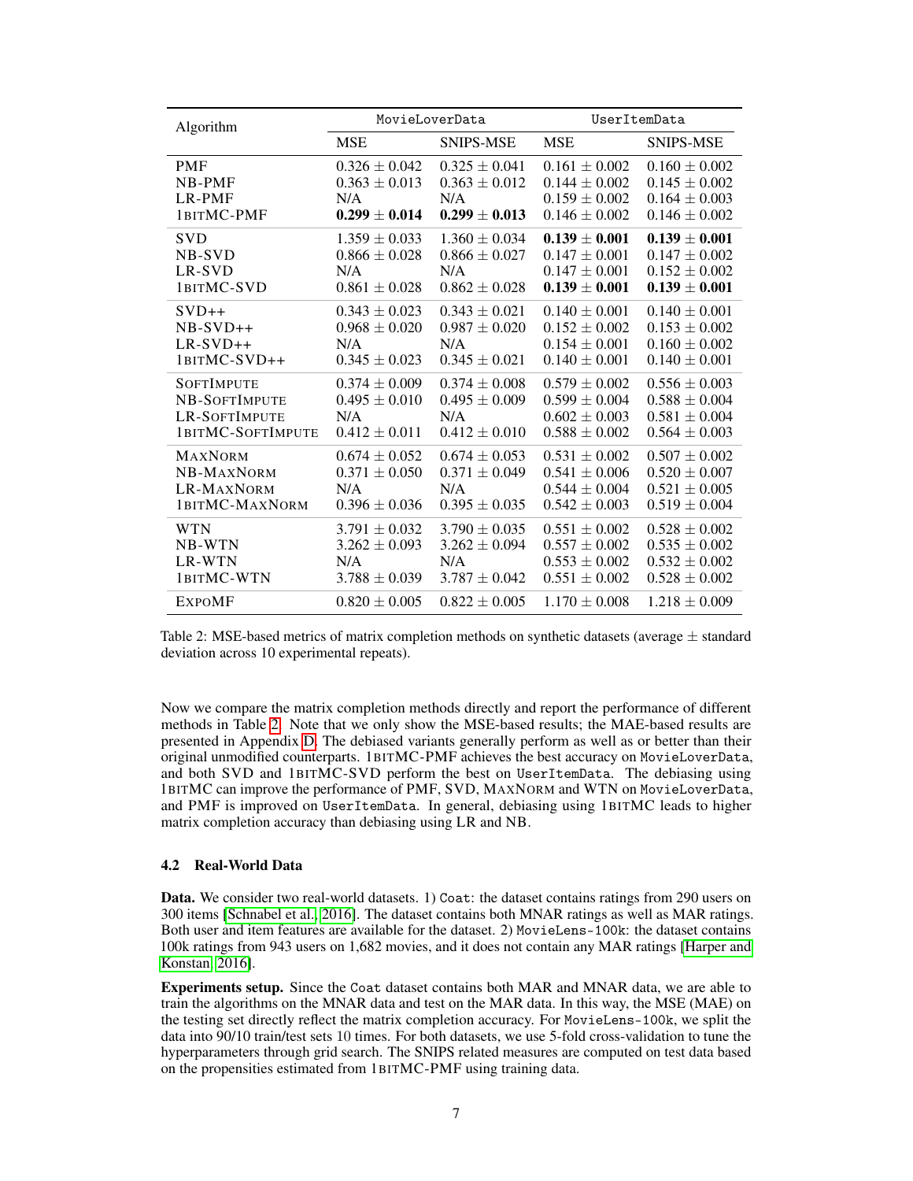| Algorithm | MovieLoverData | | UserItemData | |
|---|---|---|---|---|
| | MSE | SNIPS-MSE | MSE | SNIPS-MSE |
| PMF | $0.326 \pm 0.042$ | $0.325 \pm 0.041$ | $0.161 \pm 0.002$ | $0.160 \pm 0.002$ |
| NB-PMF | $0.363 \pm 0.013$ | $0.363 \pm 0.012$ | $0.144 \pm 0.002$ | $0.145 \pm 0.002$ |
| LR-PMF | N/A | N/A | $0.159 \pm 0.002$ | $0.164 \pm 0.003$ |
| 1BITMC-PMF | $\mathbf{0.299 \pm 0.014}$ | $\mathbf{0.299 \pm 0.013}$ | $0.146 \pm 0.002$ | $0.146 \pm 0.002$ |
| SVD | $1.359 \pm 0.033$ | $1.360 \pm 0.034$ | $\mathbf{0.139 \pm 0.001}$ | $\mathbf{0.139 \pm 0.001}$ |
| NB-SVD | $0.866 \pm 0.028$ | $0.866 \pm 0.027$ | $0.147 \pm 0.001$ | $0.147 \pm 0.002$ |
| LR-SVD | N/A | N/A | $0.147 \pm 0.001$ | $0.152 \pm 0.002$ |
| 1BITMC-SVD | $0.861 \pm 0.028$ | $0.862 \pm 0.028$ | $\mathbf{0.139 \pm 0.001}$ | $\mathbf{0.139 \pm 0.001}$ |
| SVD++ | $0.343 \pm 0.023$ | $0.343 \pm 0.021$ | $0.140 \pm 0.001$ | $0.140 \pm 0.001$ |
| NB-SVD++ | $0.968 \pm 0.020$ | $0.987 \pm 0.020$ | $0.152 \pm 0.002$ | $0.153 \pm 0.002$ |
| LR-SVD++ | N/A | N/A | $0.154 \pm 0.001$ | $0.160 \pm 0.002$ |
| 1BITMC-SVD++ | $0.345 \pm 0.023$ | $0.345 \pm 0.021$ | $0.140 \pm 0.001$ | $0.140 \pm 0.001$ |
| SOFTIMPUTE | $0.374 \pm 0.009$ | $0.374 \pm 0.008$ | $0.579 \pm 0.002$ | $0.556 \pm 0.003$ |
| NB-SOFTIMPUTE | $0.495 \pm 0.010$ | $0.495 \pm 0.009$ | $0.599 \pm 0.004$ | $0.588 \pm 0.004$ |
| LR-SOFTIMPUTE | N/A | N/A | $0.602 \pm 0.003$ | $0.581 \pm 0.004$ |
| 1BITMC-SOFTIMPUTE | $0.412 \pm 0.011$ | $0.412 \pm 0.010$ | $0.588 \pm 0.002$ | $0.564 \pm 0.003$ |
| MAXNORM | $0.674 \pm 0.052$ | $0.674 \pm 0.053$ | $0.531 \pm 0.002$ | $0.507 \pm 0.002$ |
| NB-MAXNORM | $0.371 \pm 0.050$ | $0.371 \pm 0.049$ | $0.541 \pm 0.006$ | $0.520 \pm 0.007$ |
| LR-MAXNORM | N/A | N/A | $0.544 \pm 0.004$ | $0.521 \pm 0.005$ |
| 1BITMC-MAXNORM | $0.396 \pm 0.036$ | $0.395 \pm 0.035$ | $0.542 \pm 0.003$ | $0.519 \pm 0.004$ |
| WTN | $3.791 \pm 0.032$ | $3.790 \pm 0.035$ | $0.551 \pm 0.002$ | $0.528 \pm 0.002$ |
| NB-WTN | $3.262 \pm 0.093$ | $3.262 \pm 0.094$ | $0.557 \pm 0.002$ | $0.535 \pm 0.002$ |
| LR-WTN | N/A | N/A | $0.553 \pm 0.002$ | $0.532 \pm 0.002$ |
| 1BITMC-WTN | $3.788 \pm 0.039$ | $3.787 \pm 0.042$ | $0.551 \pm 0.002$ | $0.528 \pm 0.002$ |
| EXPOMF | $0.820 \pm 0.005$ | $0.822 \pm 0.005$ | $1.170 \pm 0.008$ | $1.218 \pm 0.009$ |

Table 2: MSE-based metrics of matrix completion methods on synthetic datasets (average $\pm$ standard deviation across 10 experimental repeats).

Now we compare the matrix completion methods directly and report the performance of different methods in Table 2. Note that we only show the MSE-based results; the MAE-based results are presented in Appendix D. The debiased variants generally perform as well as or better than their original unmodified counterparts. 1BITMC-PMF achieves the best accuracy on MovieLoverData, and both SVD and 1BITMC-SVD perform the best on UserItemData. The debiasing using 1BITMC can improve the performance of PMF, SVD, MAXNORM and WTN on MovieLoverData, and PMF is improved on UserItemData. In general, debiasing using 1BITMC leads to higher matrix completion accuracy than debiasing using LR and NB.

### 4.2 Real-World Data

**Data.** We consider two real-world datasets. 1) Coat: the dataset contains ratings from 290 users on 300 items [Schnabel et al., 2016]. The dataset contains both MNAR ratings as well as MAR ratings. Both user and item features are available for the dataset. 2) MovieLens-100k: the dataset contains 100k ratings from 943 users on 1,682 movies, and it does not contain any MAR ratings [Harper and Konstan, 2016].

**Experiments setup.** Since the Coat dataset contains both MAR and MNAR data, we are able to train the algorithms on the MNAR data and test on the MAR data. In this way, the MSE (MAE) on the testing set directly reflect the matrix completion accuracy. For MovieLens-100k, we split the data into 90/10 train/test sets 10 times. For both datasets, we use 5-fold cross-validation to tune the hyperparameters through grid search. The SNIPS related measures are computed on test data based on the propensities estimated from 1BITMC-PMF using training data.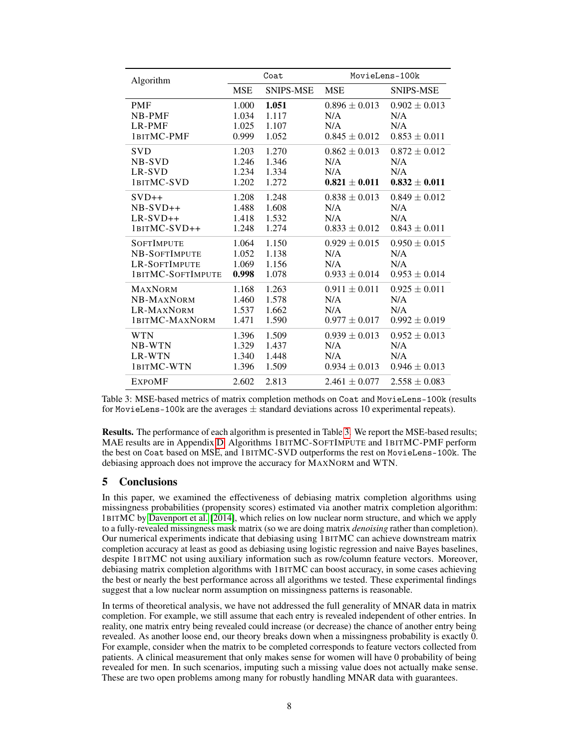| Algorithm | Coat | | MovieLens-100k | |
|---|---|---|---|---|
| | MSE | SNIPS-MSE | MSE | SNIPS-MSE |
| PMF | 1.000 | **1.051** | $0.896 \pm 0.013$ | $0.902 \pm 0.013$ |
| NB-PMF | 1.034 | 1.117 | N/A | N/A |
| LR-PMF | 1.025 | 1.107 | N/A | N/A |
| 1BITMC-PMF | 0.999 | 1.052 | $0.845 \pm 0.012$ | $0.853 \pm 0.011$ |
| SVD | 1.203 | 1.270 | $0.862 \pm 0.013$ | $0.872 \pm 0.012$ |
| NB-SVD | 1.246 | 1.346 | N/A | N/A |
| LR-SVD | 1.234 | 1.334 | N/A | N/A |
| 1BITMC-SVD | 1.202 | 1.272 | $\mathbf{0.821 \pm 0.011}$ | $\mathbf{0.832 \pm 0.011}$ |
| SVD++ | 1.208 | 1.248 | $0.838 \pm 0.013$ | $0.849 \pm 0.012$ |
| NB-SVD++ | 1.488 | 1.608 | N/A | N/A |
| LR-SVD++ | 1.418 | 1.532 | N/A | N/A |
| 1BITMC-SVD++ | 1.248 | 1.274 | $0.833 \pm 0.012$ | $0.843 \pm 0.011$ |
| SOFTIMPUTE | 1.064 | 1.150 | $0.929 \pm 0.015$ | $0.950 \pm 0.015$ |
| NB-SOFTIMPUTE | 1.052 | 1.138 | N/A | N/A |
| LR-SOFTIMPUTE | 1.069 | 1.156 | N/A | N/A |
| 1BITMC-SOFTIMPUTE | **0.998** | 1.078 | $0.933 \pm 0.014$ | $0.953 \pm 0.014$ |
| MAXNORM | 1.168 | 1.263 | $0.911 \pm 0.011$ | $0.925 \pm 0.011$ |
| NB-MAXNORM | 1.460 | 1.578 | N/A | N/A |
| LR-MAXNORM | 1.537 | 1.662 | N/A | N/A |
| 1BITMC-MAXNORM | 1.471 | 1.590 | $0.977 \pm 0.017$ | $0.992 \pm 0.019$ |
| WTN | 1.396 | 1.509 | $0.939 \pm 0.013$ | $0.952 \pm 0.013$ |
| NB-WTN | 1.329 | 1.437 | N/A | N/A |
| LR-WTN | 1.340 | 1.448 | N/A | N/A |
| 1BITMC-WTN | 1.396 | 1.509 | $0.934 \pm 0.013$ | $0.946 \pm 0.013$ |
| EXPOMF | 2.602 | 2.813 | $2.461 \pm 0.077$ | $2.558 \pm 0.083$ |

Table 3: MSE-based metrics of matrix completion methods on Coat and MovieLens-100k (results for MovieLens-100k are the averages $\pm$ standard deviations across 10 experimental repeats).

**Results.** The performance of each algorithm is presented in Table 3. We report the MSE-based results; MAE results are in Appendix D. Algorithms 1BITMC-SOFTIMPUTE and 1BITMC-PMF perform the best on Coat based on MSE, and 1BITMC-SVD outperforms the rest on MovieLens-100k. The debiasing approach does not improve the accuracy for MAXNORM and WTN.

## 5 Conclusions

In this paper, we examined the effectiveness of debiasing matrix completion algorithms using missingness probabilities (propensity scores) estimated via another matrix completion algorithm: 1BITMC by Davenport et al. [2014], which relies on low nuclear norm structure, and which we apply to a fully-revealed missingness mask matrix (so we are doing matrix *denoising* rather than completion). Our numerical experiments indicate that debiasing using 1BITMC can achieve downstream matrix completion accuracy at least as good as debiasing using logistic regression and naive Bayes baselines, despite 1BITMC not using auxiliary information such as row/column feature vectors. Moreover, debiasing matrix completion algorithms with 1BITMC can boost accuracy, in some cases achieving the best or nearly the best performance across all algorithms we tested. These experimental findings suggest that a low nuclear norm assumption on missingness patterns is reasonable.

In terms of theoretical analysis, we have not addressed the full generality of MNAR data in matrix completion. For example, we still assume that each entry is revealed independent of other entries. In reality, one matrix entry being revealed could increase (or decrease) the chance of another entry being revealed. As another loose end, our theory breaks down when a missingness probability is exactly 0. For example, consider when the matrix to be completed corresponds to feature vectors collected from patients. A clinical measurement that only makes sense for women will have 0 probability of being revealed for men. In such scenarios, imputing such a missing value does not actually make sense. These are two open problems among many for robustly handling MNAR data with guarantees.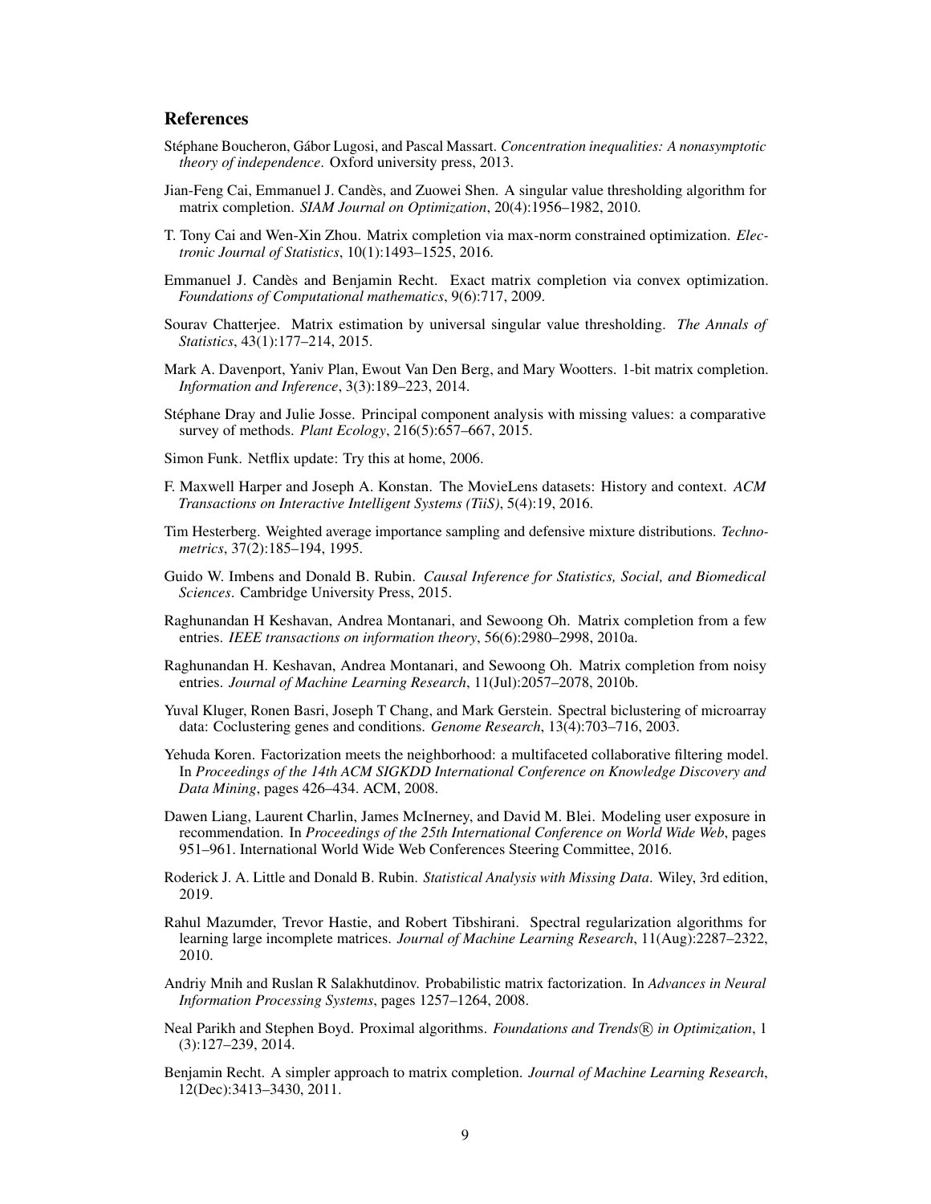## References

Stéphane Boucheron, Gábor Lugosi, and Pascal Massart. *Concentration inequalities: A nonasymptotic theory of independence*. Oxford university press, 2013.

Jian-Feng Cai, Emmanuel J. Candès, and Zuowei Shen. A singular value thresholding algorithm for matrix completion. *SIAM Journal on Optimization*, 20(4):1956–1982, 2010.

T. Tony Cai and Wen-Xin Zhou. Matrix completion via max-norm constrained optimization. *Electronic Journal of Statistics*, 10(1):1493–1525, 2016.

Emmanuel J. Candès and Benjamin Recht. Exact matrix completion via convex optimization. *Foundations of Computational mathematics*, 9(6):717, 2009.

Sourav Chatterjee. Matrix estimation by universal singular value thresholding. *The Annals of Statistics*, 43(1):177–214, 2015.

Mark A. Davenport, Yaniv Plan, Ewout Van Den Berg, and Mary Wootters. 1-bit matrix completion. *Information and Inference*, 3(3):189–223, 2014.

Stéphane Dray and Julie Josse. Principal component analysis with missing values: a comparative survey of methods. *Plant Ecology*, 216(5):657–667, 2015.

Simon Funk. Netflix update: Try this at home, 2006.

F. Maxwell Harper and Joseph A. Konstan. The MovieLens datasets: History and context. *ACM Transactions on Interactive Intelligent Systems (TiiS)*, 5(4):19, 2016.

Tim Hesterberg. Weighted average importance sampling and defensive mixture distributions. *Technometrics*, 37(2):185–194, 1995.

Guido W. Imbens and Donald B. Rubin. *Causal Inference for Statistics, Social, and Biomedical Sciences*. Cambridge University Press, 2015.

Raghunandan H Keshavan, Andrea Montanari, and Sewoong Oh. Matrix completion from a few entries. *IEEE transactions on information theory*, 56(6):2980–2998, 2010a.

Raghunandan H. Keshavan, Andrea Montanari, and Sewoong Oh. Matrix completion from noisy entries. *Journal of Machine Learning Research*, 11(Jul):2057–2078, 2010b.

Yuval Kluger, Ronen Basri, Joseph T Chang, and Mark Gerstein. Spectral biclustering of microarray data: Coclustering genes and conditions. *Genome Research*, 13(4):703–716, 2003.

Yehuda Koren. Factorization meets the neighborhood: a multifaceted collaborative filtering model. In *Proceedings of the 14th ACM SIGKDD International Conference on Knowledge Discovery and Data Mining*, pages 426–434. ACM, 2008.

Dawen Liang, Laurent Charlin, James McInerney, and David M. Blei. Modeling user exposure in recommendation. In *Proceedings of the 25th International Conference on World Wide Web*, pages 951–961. International World Wide Web Conferences Steering Committee, 2016.

Roderick J. A. Little and Donald B. Rubin. *Statistical Analysis with Missing Data*. Wiley, 3rd edition, 2019.

Rahul Mazumder, Trevor Hastie, and Robert Tibshirani. Spectral regularization algorithms for learning large incomplete matrices. *Journal of Machine Learning Research*, 11(Aug):2287–2322, 2010.

Andriy Mnih and Ruslan R Salakhutdinov. Probabilistic matrix factorization. In *Advances in Neural Information Processing Systems*, pages 1257–1264, 2008.

Neal Parikh and Stephen Boyd. Proximal algorithms. *Foundations and Trends® in Optimization*, 1 (3):127–239, 2014.

Benjamin Recht. A simpler approach to matrix completion. *Journal of Machine Learning Research*, 12(Dec):3413–3430, 2011.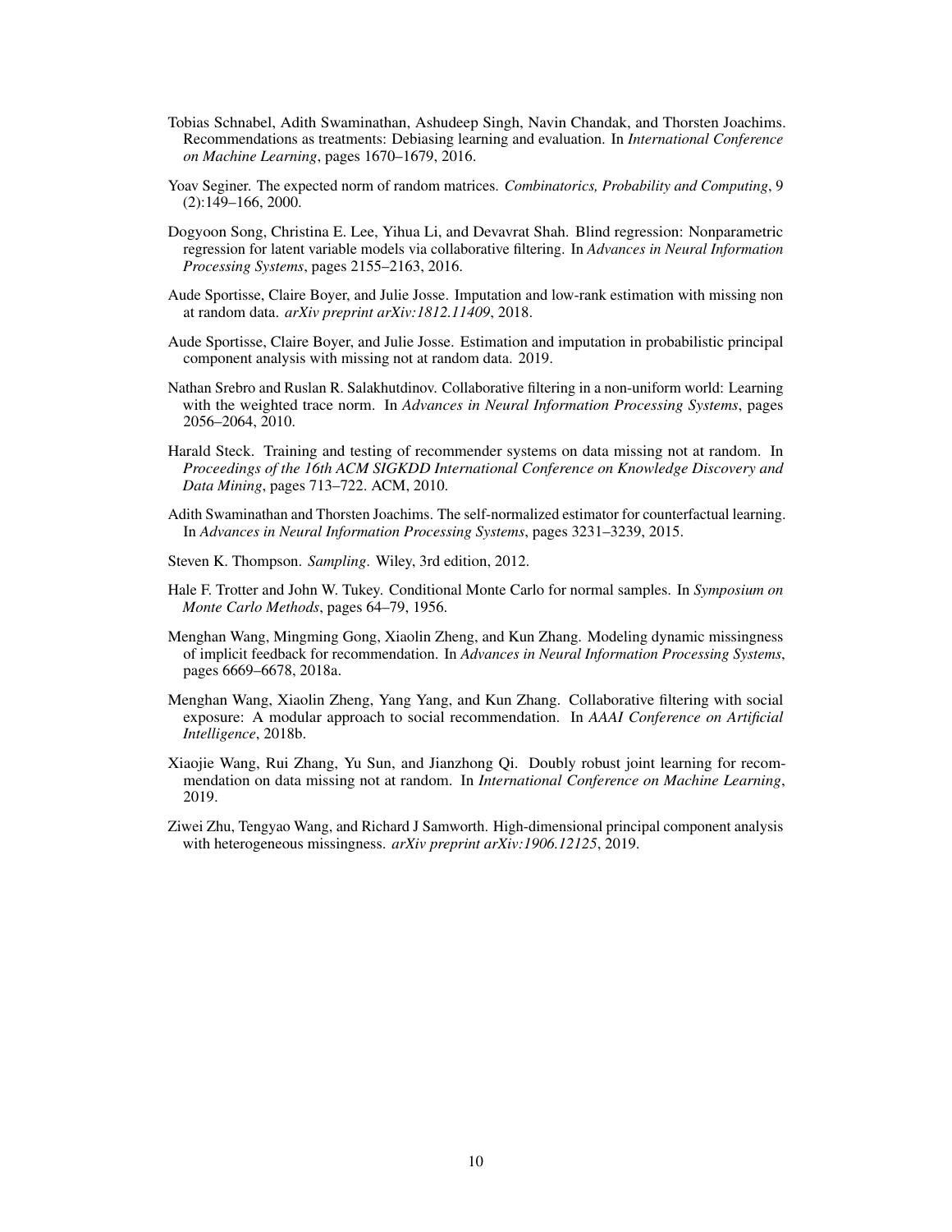Tobias Schnabel, Adith Swaminathan, Ashudeep Singh, Navin Chandak, and Thorsten Joachims. Recommendations as treatments: Debiasing learning and evaluation. In *International Conference on Machine Learning*, pages 1670–1679, 2016.

Yoav Seginer. The expected norm of random matrices. *Combinatorics, Probability and Computing*, 9 (2):149–166, 2000.

Dogyoon Song, Christina E. Lee, Yihua Li, and Devavrat Shah. Blind regression: Nonparametric regression for latent variable models via collaborative filtering. In *Advances in Neural Information Processing Systems*, pages 2155–2163, 2016.

Aude Sportisse, Claire Boyer, and Julie Josse. Imputation and low-rank estimation with missing non at random data. *arXiv preprint arXiv:1812.11409*, 2018.

Aude Sportisse, Claire Boyer, and Julie Josse. Estimation and imputation in probabilistic principal component analysis with missing not at random data. 2019.

Nathan Srebro and Ruslan R. Salakhutdinov. Collaborative filtering in a non-uniform world: Learning with the weighted trace norm. In *Advances in Neural Information Processing Systems*, pages 2056–2064, 2010.

Harald Steck. Training and testing of recommender systems on data missing not at random. In *Proceedings of the 16th ACM SIGKDD International Conference on Knowledge Discovery and Data Mining*, pages 713–722. ACM, 2010.

Adith Swaminathan and Thorsten Joachims. The self-normalized estimator for counterfactual learning. In *Advances in Neural Information Processing Systems*, pages 3231–3239, 2015.

Steven K. Thompson. *Sampling*. Wiley, 3rd edition, 2012.

Hale F. Trotter and John W. Tukey. Conditional Monte Carlo for normal samples. In *Symposium on Monte Carlo Methods*, pages 64–79, 1956.

Menghan Wang, Mingming Gong, Xiaolin Zheng, and Kun Zhang. Modeling dynamic missingness of implicit feedback for recommendation. In *Advances in Neural Information Processing Systems*, pages 6669–6678, 2018a.

Menghan Wang, Xiaolin Zheng, Yang Yang, and Kun Zhang. Collaborative filtering with social exposure: A modular approach to social recommendation. In *AAAI Conference on Artificial Intelligence*, 2018b.

Xiaojie Wang, Rui Zhang, Yu Sun, and Jianzhong Qi. Doubly robust joint learning for recommendation on data missing not at random. In *International Conference on Machine Learning*, 2019.

Ziwei Zhu, Tengyao Wang, and Richard J Samworth. High-dimensional principal component analysis with heterogeneous missingness. *arXiv preprint arXiv:1906.12125*, 2019.